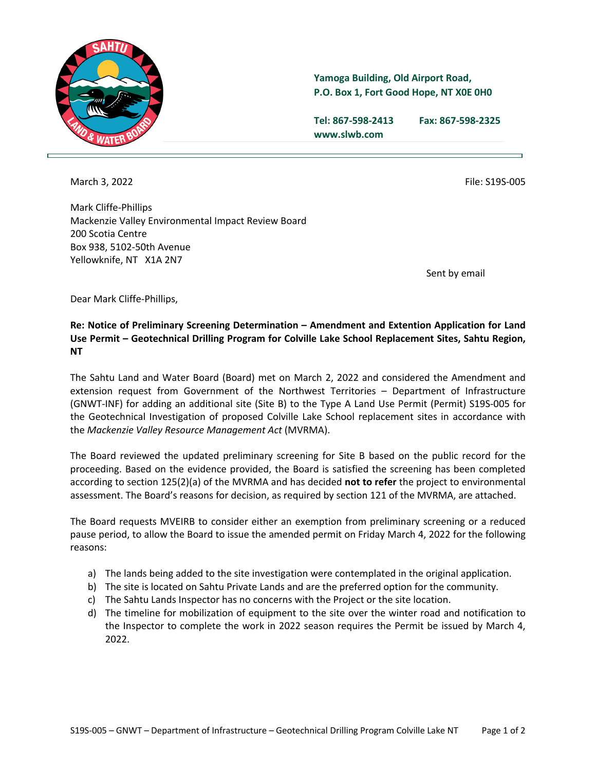Yamoga Building, Old Airport Road,
P.O. Box 1, Fort Good Hope, NT X0E 0H0

Tel: 867-598-2413 Fax: 867-598-2325
www.slwb.com

March 3, 2022 File: S19S-005

Mark Cliffe-Phillips
Mackenzie Valley Environmental Impact Review Board
200 Scotia Centre
Box 938, 5102-50th Avenue
Yellowknife, NT X1A 2N7

Sent by email

Dear Mark Cliffe-Phillips,

**Re: Notice of Preliminary Screening Determination – Amendment and Extention Application for Land Use Permit – Geotechnical Drilling Program for Colville Lake School Replacement Sites, Sahtu Region, NT**

The Sahtu Land and Water Board (Board) met on March 2, 2022 and considered the Amendment and extension request from Government of the Northwest Territories – Department of Infrastructure (GNWT-INF) for adding an additional site (Site B) to the Type A Land Use Permit (Permit) S19S-005 for the Geotechnical Investigation of proposed Colville Lake School replacement sites in accordance with the *Mackenzie Valley Resource Management Act* (MVRMA).

The Board reviewed the updated preliminary screening for Site B based on the public record for the proceeding. Based on the evidence provided, the Board is satisfied the screening has been completed according to section 125(2)(a) of the MVRMA and has decided **not to refer** the project to environmental assessment. The Board's reasons for decision, as required by section 121 of the MVRMA, are attached.

The Board requests MVEIRB to consider either an exemption from preliminary screening or a reduced pause period, to allow the Board to issue the amended permit on Friday March 4, 2022 for the following reasons:

a) The lands being added to the site investigation were contemplated in the original application.
b) The site is located on Sahtu Private Lands and are the preferred option for the community.
c) The Sahtu Lands Inspector has no concerns with the Project or the site location.
d) The timeline for mobilization of equipment to the site over the winter road and notification to the Inspector to complete the work in 2022 season requires the Permit be issued by March 4, 2022.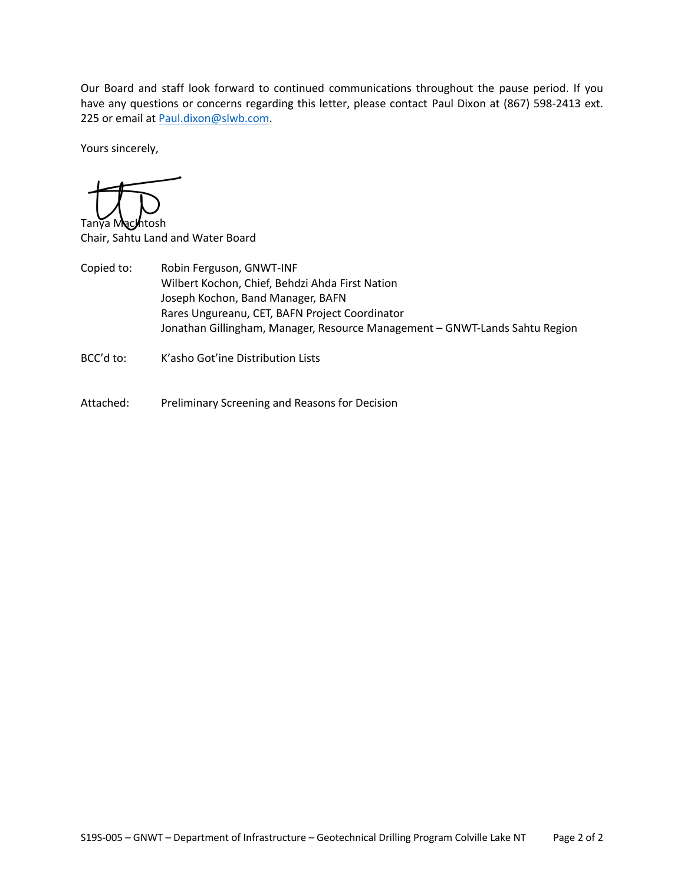Our Board and staff look forward to continued communications throughout the pause period. If you have any questions or concerns regarding this letter, please contact Paul Dixon at (867) 598-2413 ext. 225 or email at Paul.dixon@slwb.com.

Yours sincerely,

Tanya MacIntosh  
Chair, Sahtu Land and Water Board

| | |
|---|---|
| Copied to: | Robin Ferguson, GNWT-INF<br>Wilbert Kochon, Chief, Behdzi Ahda First Nation<br>Joseph Kochon, Band Manager, BAFN<br>Rares Ungureanu, CET, BAFN Project Coordinator<br>Jonathan Gillingham, Manager, Resource Management – GNWT-Lands Sahtu Region |
| BCC'd to: | K'asho Got'ine Distribution Lists |
| Attached: | Preliminary Screening and Reasons for Decision |